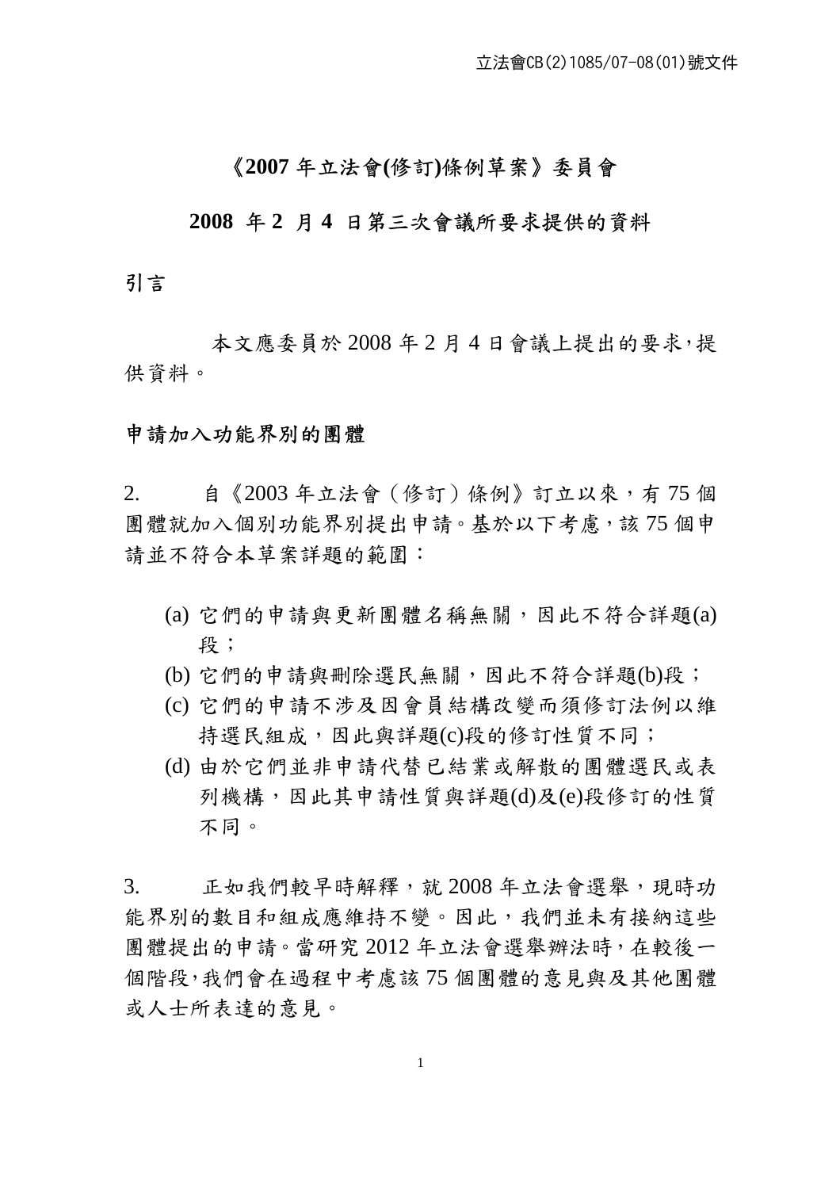立法會CB(2)1085/07-08(01)號文件

# 《2007 年立法會(修訂)條例草案》委員會

## 2008 年 2 月 4 日第三次會議所要求提供的資料

## 引言

本文應委員於 2008 年 2 月 4 日會議上提出的要求,提供資料。

## 申請加入功能界別的團體

2. 自《2003 年立法會(修訂)條例》訂立以來,有 75 個團體就加入個別功能界別提出申請。基於以下考慮,該 75 個申請並不符合本草案詳題的範圍:

(a) 它們的申請與更新團體名稱無關,因此不符合詳題(a)段;
(b) 它們的申請與刪除選民無關,因此不符合詳題(b)段;
(c) 它們的申請不涉及因會員結構改變而須修訂法例以維持選民組成,因此與詳題(c)段的修訂性質不同;
(d) 由於它們並非申請代替已結業或解散的團體選民或表列機構,因此其申請性質與詳題(d)及(e)段修訂的性質不同。

3. 正如我們較早時解釋,就 2008 年立法會選舉,現時功能界別的數目和組成應維持不變。因此,我們並未有接納這些團體提出的申請。當研究 2012 年立法會選舉辦法時,在較後一個階段,我們會在過程中考慮該 75 個團體的意見與及其他團體或人士所表達的意見。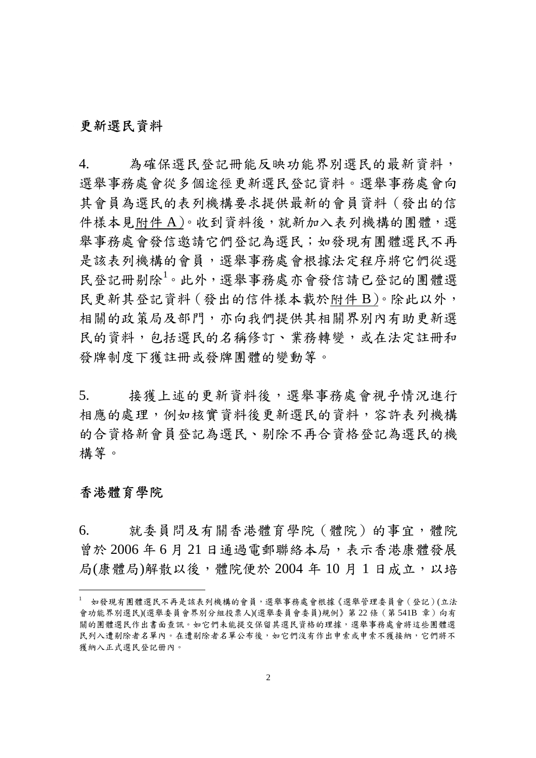## 更新選民資料

4. 為確保選民登記冊能反映功能界別選民的最新資料，選舉事務處會從多個途徑更新選民登記資料。選舉事務處會向其會員為選民的表列機構要求提供最新的會員資料（發出的信件樣本見附件 A）。收到資料後，就新加入表列機構的團體，選舉事務處會發信邀請它們登記為選民；如發現有團體選民不再是該表列機構的會員，選舉事務處會根據法定程序將它們從選民登記冊剔除[1]。此外，選舉事務處亦會發信請已登記的團體選民更新其登記資料（發出的信件樣本載於附件 B）。除此以外，相關的政策局及部門，亦向我們提供其相關界別內有助更新選民的資料，包括選民的名稱修訂、業務轉變，或在法定註冊和發牌制度下獲註冊或發牌團體的變動等。

5. 接獲上述的更新資料後，選舉事務處會視乎情況進行相應的處理，例如核實資料後更新選民的資料，容許表列機構的合資格新會員登記為選民、剔除不再合資格登記為選民的機構等。

## 香港體育學院

6. 就委員問及有關香港體育學院（體院）的事宜，體院曾於 2006 年 6 月 21 日通過電郵聯絡本局，表示香港康體發展局(康體局)解散以後，體院便於 2004 年 10 月 1 日成立，以培

---

[1] 如發現有團體選民不再是該表列機構的會員，選舉事務處會根據《選舉管理委員會（登記）(立法會功能界別選民)(選舉委員會界別分組投票人)(選舉委員會委員)規例》第 22 條（第 541B 章）向有關的團體選民作出書面查訊。如它們未能提交保留其選民資格的理據，選舉事務處會將這些團體選民列入遭剔除者名單內。在遭剔除者名單公布後，如它們沒有作出申索或申索不獲接納，它們將不獲納入正式選民登記冊內。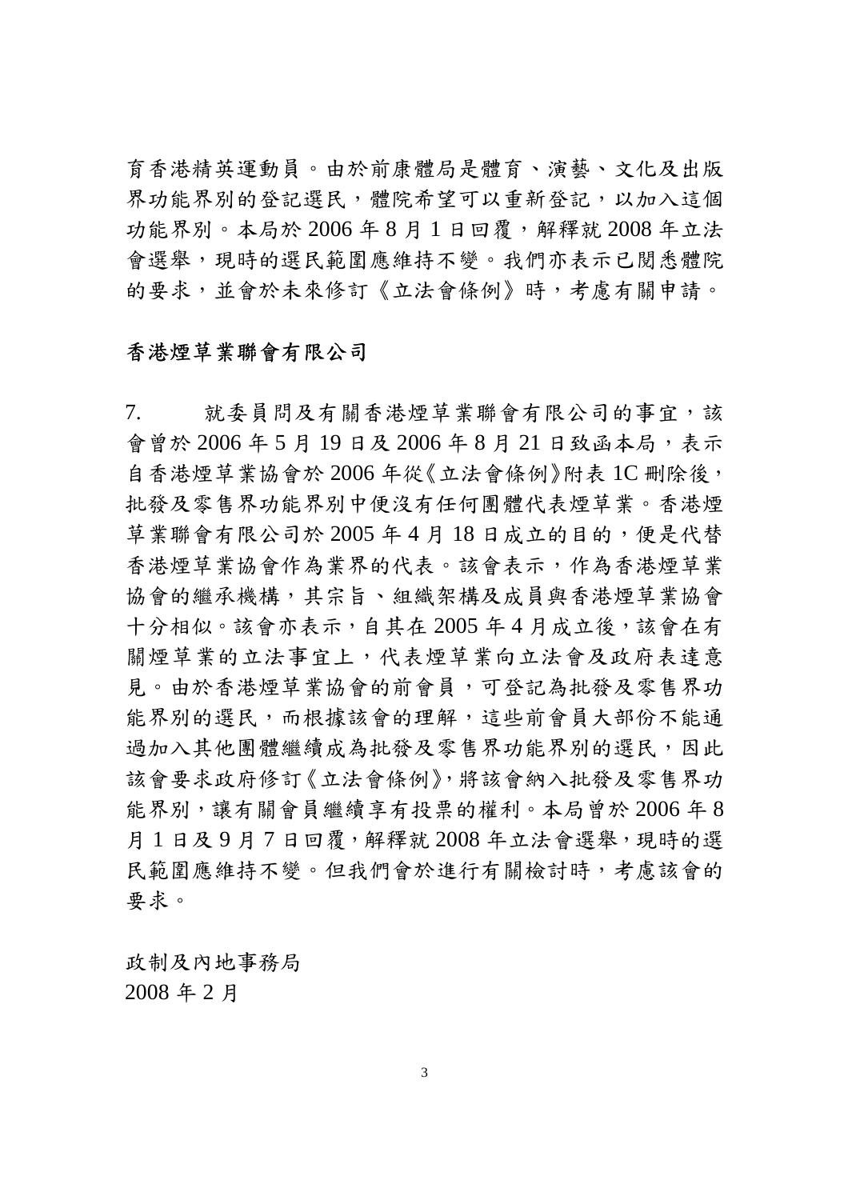育香港精英運動員。由於前康體局是體育、演藝、文化及出版界功能界別的登記選民，體院希望可以重新登記，以加入這個功能界別。本局於 2006 年 8 月 1 日回覆，解釋就 2008 年立法會選舉，現時的選民範圍應維持不變。我們亦表示已閱悉體院的要求，並會於未來修訂《立法會條例》時，考慮有關申請。

## 香港煙草業聯會有限公司

7. 就委員問及有關香港煙草業聯會有限公司的事宜，該會曾於 2006 年 5 月 19 日及 2006 年 8 月 21 日致函本局，表示自香港煙草業協會於 2006 年從《立法會條例》附表 1C 刪除後，批發及零售界功能界別中便沒有任何團體代表煙草業。香港煙草業聯會有限公司於 2005 年 4 月 18 日成立的目的，便是代替香港煙草業協會作為業界的代表。該會表示，作為香港煙草業協會的繼承機構，其宗旨、組織架構及成員與香港煙草業協會十分相似。該會亦表示，自其在 2005 年 4 月成立後，該會在有關煙草業的立法事宜上，代表煙草業向立法會及政府表達意見。由於香港煙草業協會的前會員，可登記為批發及零售界功能界別的選民，而根據該會的理解，這些前會員大部份不能通過加入其他團體繼續成為批發及零售界功能界別的選民，因此該會要求政府修訂《立法會條例》，將該會納入批發及零售界功能界別，讓有關會員繼續享有投票的權利。本局曾於 2006 年 8 月 1 日及 9 月 7 日回覆，解釋就 2008 年立法會選舉，現時的選民範圍應維持不變。但我們會於進行有關檢討時，考慮該會的要求。

政制及內地事務局
2008 年 2 月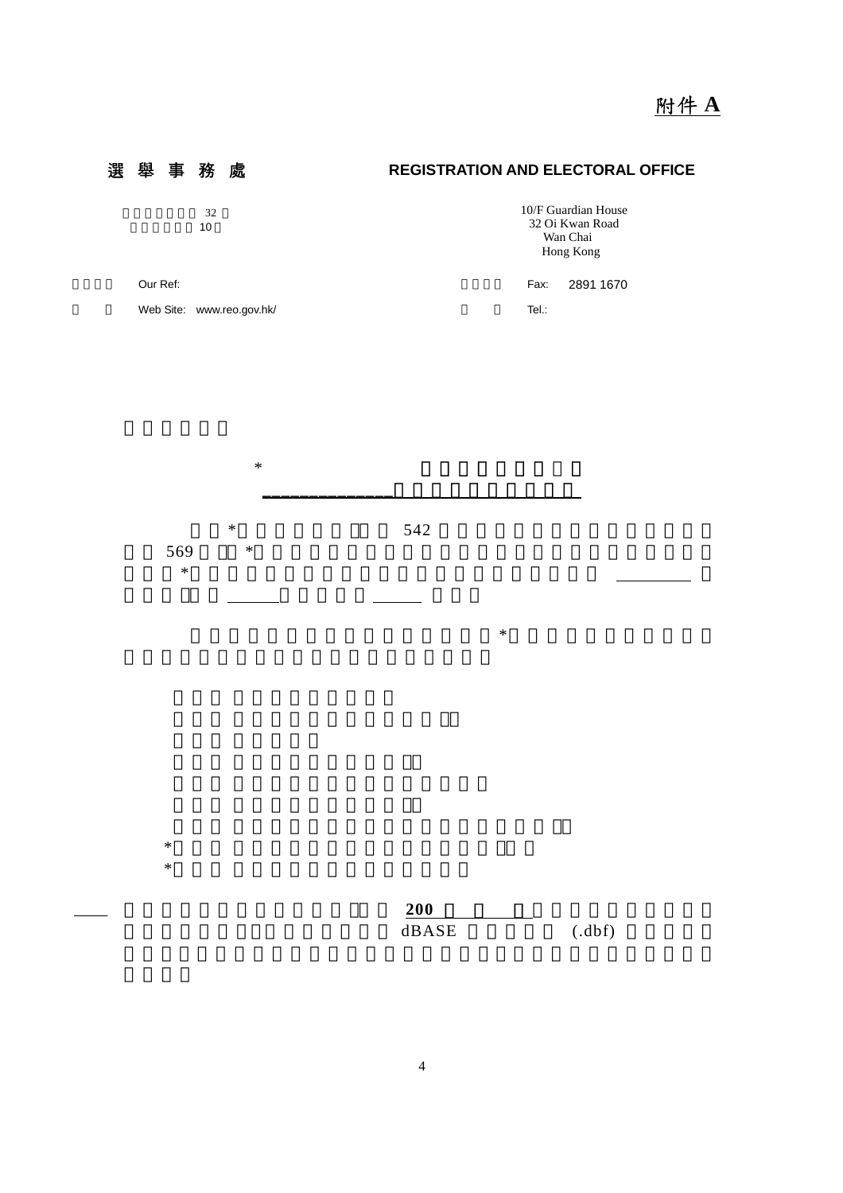附件 **A**

**選 舉 事 務 處** **REGISTRATION AND ELECTORAL OFFICE**

32
10

10/F Guardian House
32 Oi Kwan Road
Wan Chai
Hong Kong

Our Ref:

Fax: 2891 1670

Web Site: www.reo.gov.hk/

Tel.:

*

*　　　542
569　　*
*

*

*
*

**200**　　　dBASE　　　(.dbf)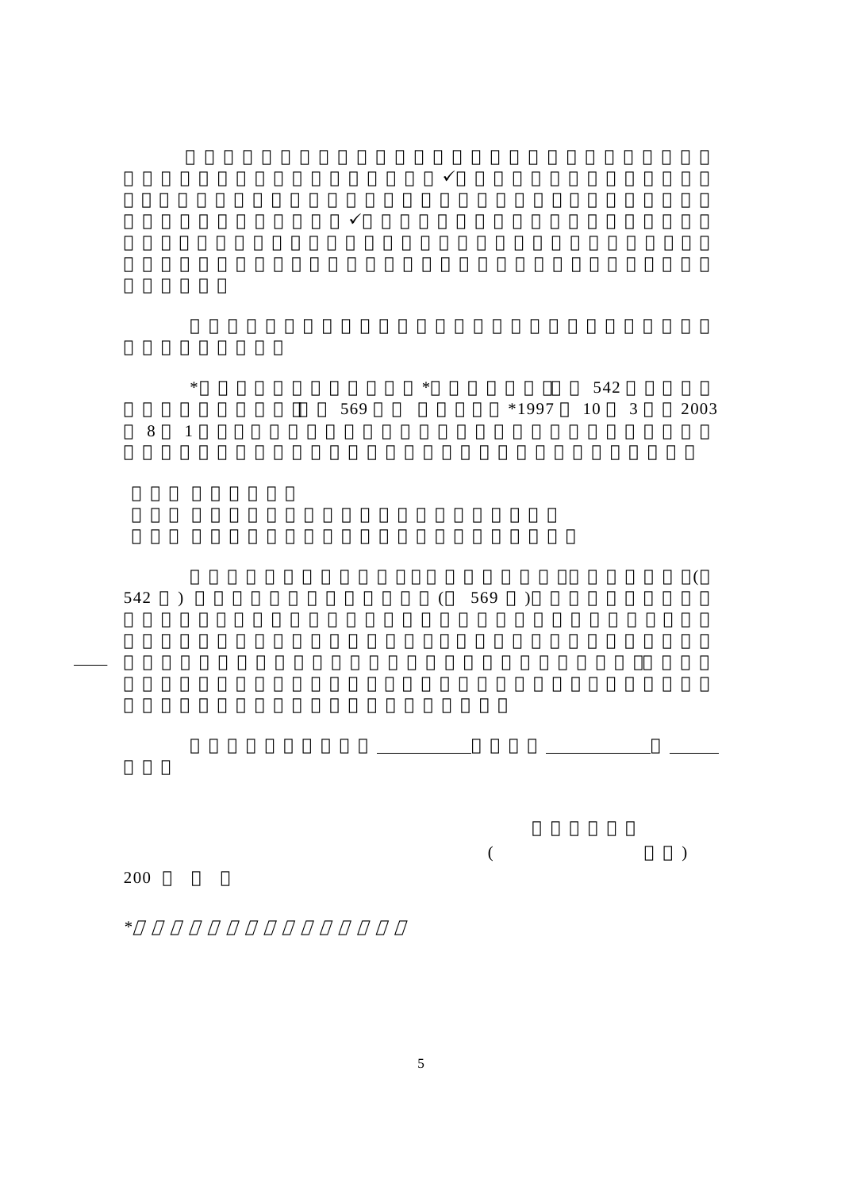✓

✓

\* \* 542

569 \*1997 10 3 2003

8 1

(

542 ) ( 569 )

( )

200

\*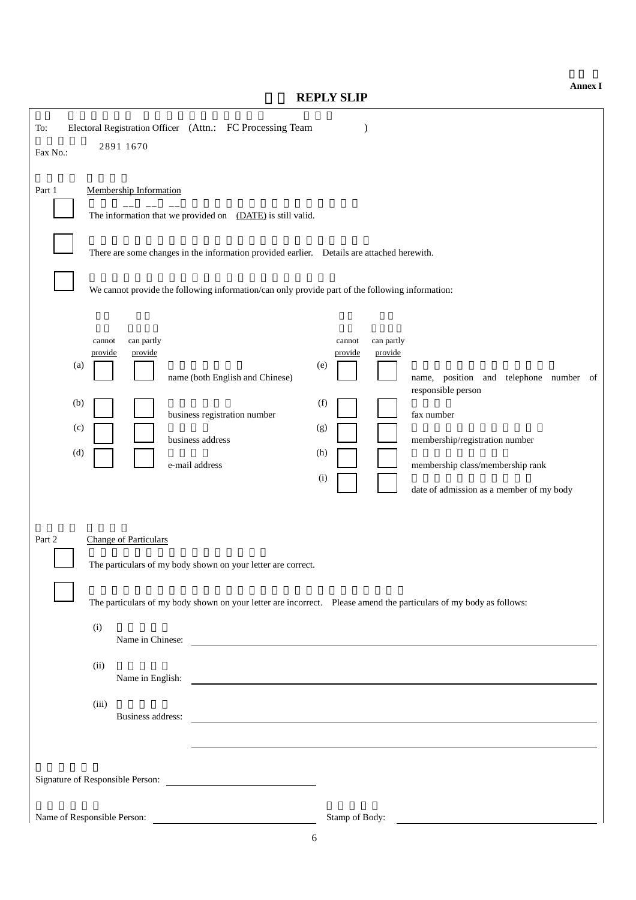**Annex I**

# REPLY SLIP

To: Electoral Registration Officer (Attn.: FC Processing Team )

Fax No.: 2891 1670

**Part 1** Membership Information

☐ The information that we provided on (DATE) is still valid.

☐ There are some changes in the information provided earlier. Details are attached herewith.

☐ We cannot provide the following information/can only provide part of the following information:

| | cannot provide | can partly provide | | | cannot provide | can partly provide | |
|---|---|---|---|---|---|---|---|
| (a) | ☐ | ☐ | name (both English and Chinese) | (e) | ☐ | ☐ | name, position and telephone number of responsible person |
| (b) | ☐ | ☐ | business registration number | (f) | ☐ | ☐ | fax number |
| (c) | ☐ | ☐ | business address | (g) | ☐ | ☐ | membership/registration number |
| (d) | ☐ | ☐ | e-mail address | (h) | ☐ | ☐ | membership class/membership rank |
| | | | | (i) | ☐ | ☐ | date of admission as a member of my body |

**Part 2** Change of Particulars

☐ The particulars of my body shown on your letter are correct.

☐ The particulars of my body shown on your letter are incorrect. Please amend the particulars of my body as follows:

(i) Name in Chinese: ______________________________

(ii) Name in English: ______________________________

(iii) Business address: ______________________________

______________________________

Signature of Responsible Person: ______________________________

Name of Responsible Person: ______________________________ Stamp of Body: ______________________________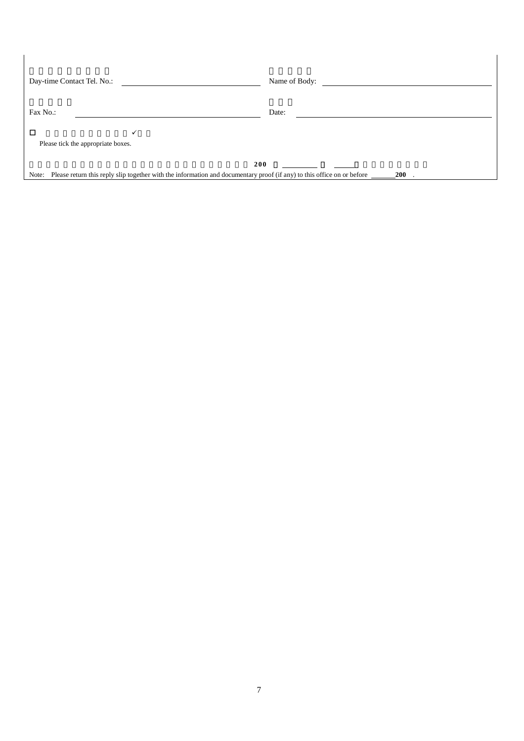Day-time Contact Tel. No.: \_\_\_\_\_\_\_\_\_\_\_\_\_\_\_\_\_\_\_\_\_\_\_\_

Name of Body: \_\_\_\_\_\_\_\_\_\_\_\_\_\_\_\_\_\_\_\_\_\_\_\_

Fax No.: \_\_\_\_\_\_\_\_\_\_\_\_\_\_\_\_\_\_\_\_\_\_\_\_

Date: \_\_\_\_\_\_\_\_\_\_\_\_\_\_\_\_\_\_\_\_\_\_\_\_

□ ✓

Please tick the appropriate boxes.

200

Note: Please return this reply slip together with the information and documentary proof (if any) to this office on or before \_\_\_\_\_\_\_ 200 .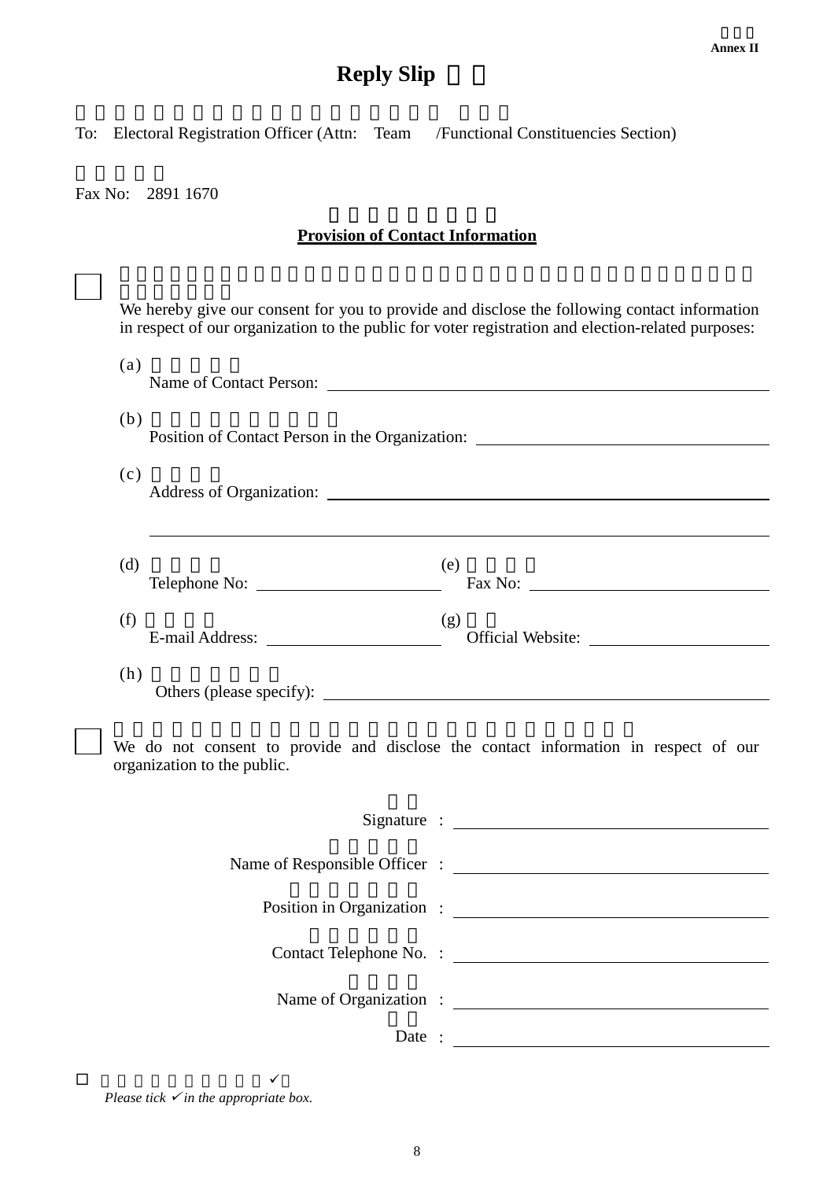**Annex II**

# Reply Slip

To: Electoral Registration Officer (Attn: Team /Functional Constituencies Section)

Fax No: 2891 1670

**<u>Provision of Contact Information</u>**

☐ We hereby give our consent for you to provide and disclose the following contact information in respect of our organization to the public for voter registration and election-related purposes:

(a) Name of Contact Person: \_\_\_\_\_\_\_\_\_\_\_\_\_\_\_\_\_\_\_\_

(b) Position of Contact Person in the Organization: \_\_\_\_\_\_\_\_\_\_\_\_\_\_\_\_\_\_\_\_

(c) Address of Organization: \_\_\_\_\_\_\_\_\_\_\_\_\_\_\_\_\_\_\_\_

(d) Telephone No: \_\_\_\_\_\_\_\_\_\_\_\_\_\_\_\_\_\_\_\_ (e) Fax No: \_\_\_\_\_\_\_\_\_\_\_\_\_\_\_\_\_\_\_\_

(f) E-mail Address: \_\_\_\_\_\_\_\_\_\_\_\_\_\_\_\_\_\_\_\_ (g) Official Website: \_\_\_\_\_\_\_\_\_\_\_\_\_\_\_\_\_\_\_\_

(h) Others (please specify): \_\_\_\_\_\_\_\_\_\_\_\_\_\_\_\_\_\_\_\_

☐ We do not consent to provide and disclose the contact information in respect of our organization to the public.

Signature : \_\_\_\_\_\_\_\_\_\_\_\_\_\_\_\_\_\_\_\_

Name of Responsible Officer : \_\_\_\_\_\_\_\_\_\_\_\_\_\_\_\_\_\_\_\_

Position in Organization : \_\_\_\_\_\_\_\_\_\_\_\_\_\_\_\_\_\_\_\_

Contact Telephone No. : \_\_\_\_\_\_\_\_\_\_\_\_\_\_\_\_\_\_\_\_

Name of Organization : \_\_\_\_\_\_\_\_\_\_\_\_\_\_\_\_\_\_\_\_

Date : \_\_\_\_\_\_\_\_\_\_\_\_\_\_\_\_\_\_\_\_

☐ *Please tick ✓ in the appropriate box.*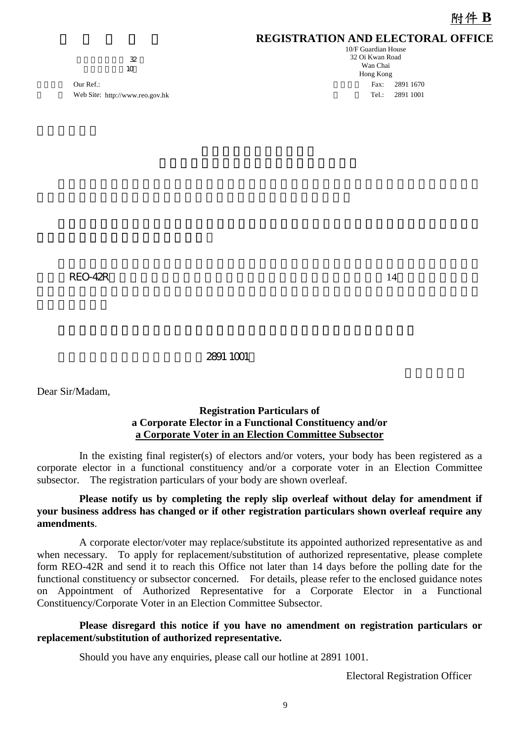附件 B

**REGISTRATION AND ELECTORAL OFFICE**

10/F Guardian House
32 Oi Kwan Road
Wan Chai
Hong Kong

32
10

Our Ref.:
Web Site: http://www.reo.gov.hk

Fax: 2891 1670
Tel.: 2891 1001

REO-42R 14

2891 1001

Dear Sir/Madam,

**Registration Particulars of**
**a Corporate Elector in a Functional Constituency and/or**
**<u>a Corporate Voter in an Election Committee Subsector</u>**

In the existing final register(s) of electors and/or voters, your body has been registered as a corporate elector in a functional constituency and/or a corporate voter in an Election Committee subsector. The registration particulars of your body are shown overleaf.

**Please notify us by completing the reply slip overleaf without delay for amendment if your business address has changed or if other registration particulars shown overleaf require any amendments**.

A corporate elector/voter may replace/substitute its appointed authorized representative as and when necessary. To apply for replacement/substitution of authorized representative, please complete form REO-42R and send it to reach this Office not later than 14 days before the polling date for the functional constituency or subsector concerned. For details, please refer to the enclosed guidance notes on Appointment of Authorized Representative for a Corporate Elector in a Functional Constituency/Corporate Voter in an Election Committee Subsector.

**Please disregard this notice if you have no amendment on registration particulars or replacement/substitution of authorized representative.**

Should you have any enquiries, please call our hotline at 2891 1001.

Electoral Registration Officer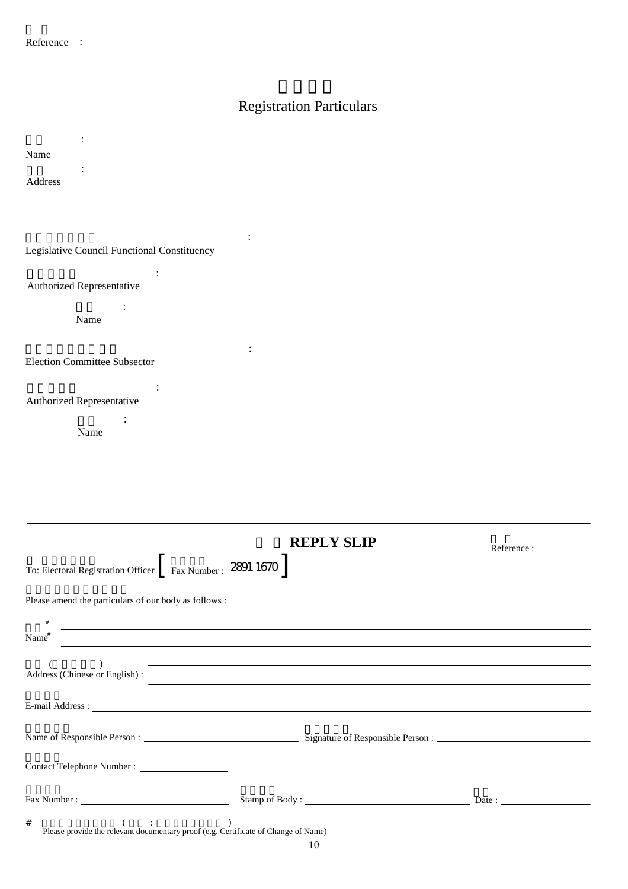Reference :

# Registration Particulars

Name :

Address :

Legislative Council Functional Constituency :

Authorized Representative :

Name :

Election Committee Subsector :

Authorized Representative :

Name :

---

## REPLY SLIP

Reference :

To: Electoral Registration Officer [ Fax Number : 2891 1670 ]

Please amend the particulars of our body as follows :

Name# ______________________________

Address (Chinese or English) : ______________________________

E-mail Address : ______________________________

Name of Responsible Person : ______________________________ Signature of Responsible Person : ______________________________

Contact Telephone Number : ______________________________

Fax Number : ______________________________ Stamp of Body : ______________________________ Date : ______________________________

\# Please provide the relevant documentary proof (e.g. Certificate of Change of Name)